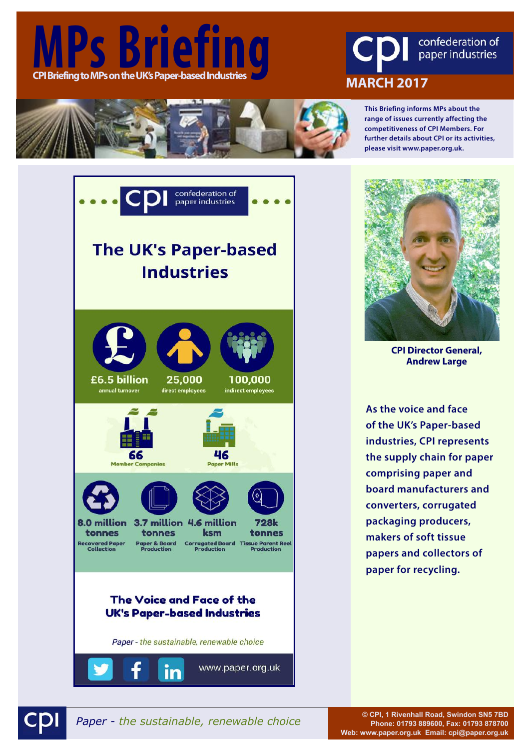# MPs Briefing

**CPI Briefing to MPs on the UK's Paper-based Industries**

cpi confederation of paper industries

**MARCH 2017**

**This Briefing informs MPs about the range of issues currently affecting the competitiveness of CPI Members. For further details about CPI or its activities, please visit www.paper.org.uk.**

cpi confederation of paper industries

## The UK's Paper-based Industries

| £6.5 billion | 25,000 | 100,000 |
|---|---|---|
| annual turnover | direct employees | indirect employees |

| 66 | 46 |
|---|---|
| Member Companies | Paper Mills |

| 8.0 million tonnes | 3.7 million tonnes | 4.6 million ksm | 728k tonnes |
|---|---|---|---|
| Recovered Paper Collection | Paper & Board Production | Corrugated Board Production | Tissue Parent Reel Production |

### The Voice and Face of the UK's Paper-based Industries

*Paper - the sustainable, renewable choice*

www.paper.org.uk

**CPI Director General, Andrew Large**

**As the voice and face of the UK's Paper-based industries, CPI represents the supply chain for paper comprising paper and board manufacturers and converters, corrugated packaging producers, makers of soft tissue papers and collectors of paper for recycling.**

*Paper - the sustainable, renewable choice*

© CPI, 1 Rivenhall Road, Swindon SN5 7BD
Phone: 01793 889600, Fax: 01793 878700
Web: www.paper.org.uk Email: cpi@paper.org.uk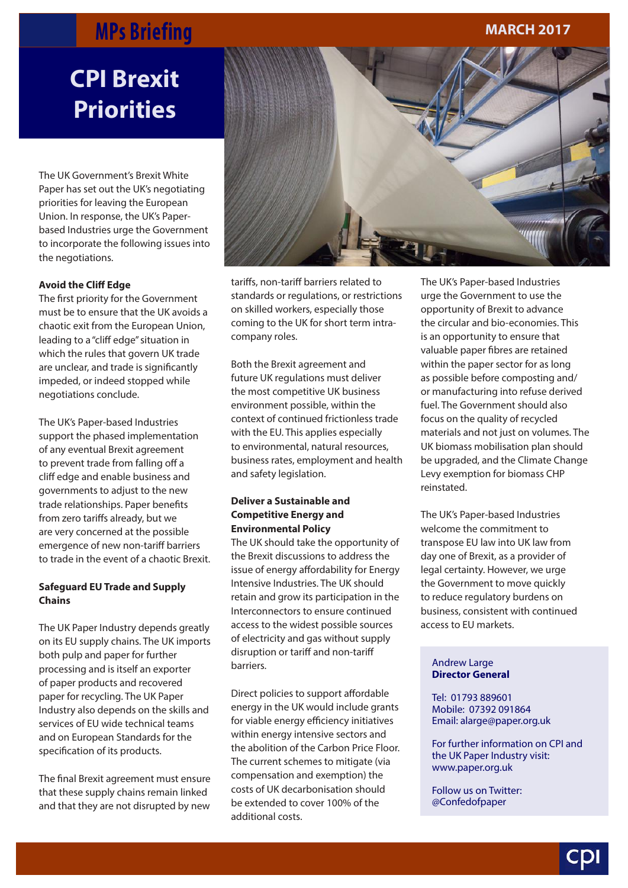MPs Briefing

MARCH 2017

# CPI Brexit Priorities

The UK Government's Brexit White Paper has set out the UK's negotiating priorities for leaving the European Union. In response, the UK's Paper-based Industries urge the Government to incorporate the following issues into the negotiations.

### Avoid the Cliff Edge

The first priority for the Government must be to ensure that the UK avoids a chaotic exit from the European Union, leading to a "cliff edge" situation in which the rules that govern UK trade are unclear, and trade is significantly impeded, or indeed stopped while negotiations conclude.

The UK's Paper-based Industries support the phased implementation of any eventual Brexit agreement to prevent trade from falling off a cliff edge and enable business and governments to adjust to the new trade relationships. Paper benefits from zero tariffs already, but we are very concerned at the possible emergence of new non-tariff barriers to trade in the event of a chaotic Brexit.

### Safeguard EU Trade and Supply Chains

The UK Paper Industry depends greatly on its EU supply chains. The UK imports both pulp and paper for further processing and is itself an exporter of paper products and recovered paper for recycling. The UK Paper Industry also depends on the skills and services of EU wide technical teams and on European Standards for the specification of its products.

The final Brexit agreement must ensure that these supply chains remain linked and that they are not disrupted by new tariffs, non-tariff barriers related to standards or regulations, or restrictions on skilled workers, especially those coming to the UK for short term intra-company roles.

Both the Brexit agreement and future UK regulations must deliver the most competitive UK business environment possible, within the context of continued frictionless trade with the EU. This applies especially to environmental, natural resources, business rates, employment and health and safety legislation.

### Deliver a Sustainable and Competitive Energy and Environmental Policy

The UK should take the opportunity of the Brexit discussions to address the issue of energy affordability for Energy Intensive Industries. The UK should retain and grow its participation in the Interconnectors to ensure continued access to the widest possible sources of electricity and gas without supply disruption or tariff and non-tariff barriers.

Direct policies to support affordable energy in the UK would include grants for viable energy efficiency initiatives within energy intensive sectors and the abolition of the Carbon Price Floor. The current schemes to mitigate (via compensation and exemption) the costs of UK decarbonisation should be extended to cover 100% of the additional costs.

The UK's Paper-based Industries urge the Government to use the opportunity of Brexit to advance the circular and bio-economies. This is an opportunity to ensure that valuable paper fibres are retained within the paper sector for as long as possible before composting and/or manufacturing into refuse derived fuel. The Government should also focus on the quality of recycled materials and not just on volumes. The UK biomass mobilisation plan should be upgraded, and the Climate Change Levy exemption for biomass CHP reinstated.

The UK's Paper-based Industries welcome the commitment to transpose EU law into UK law from day one of Brexit, as a provider of legal certainty. However, we urge the Government to move quickly to reduce regulatory burdens on business, consistent with continued access to EU markets.

Andrew Large
**Director General**

Tel: 01793 889601
Mobile: 07392 091864
Email: alarge@paper.org.uk

For further information on CPI and the UK Paper Industry visit: www.paper.org.uk

Follow us on Twitter: @Confedofpaper

cpi